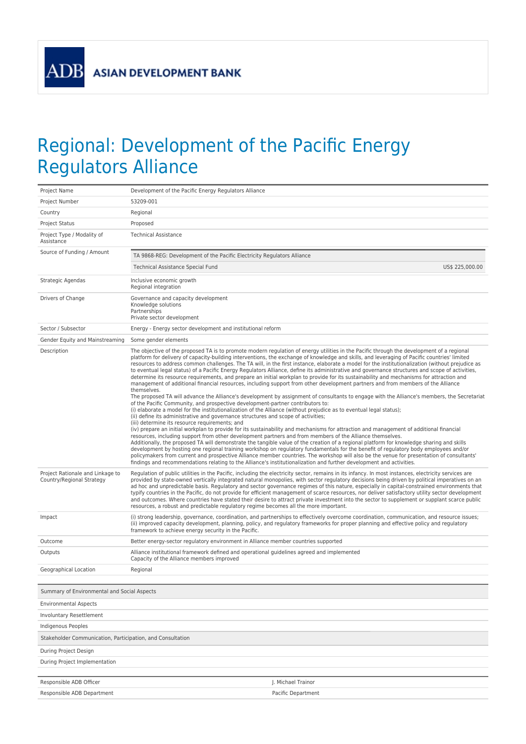ADB ASIAN DEVELOPMENT BANK

# Regional: Development of the Pacific Energy Regulators Alliance

| | |
|---|---|
| Project Name | Development of the Pacific Energy Regulators Alliance |
| Project Number | 53209-001 |
| Country | Regional |
| Project Status | Proposed |
| Project Type / Modality of Assistance | Technical Assistance |
| Source of Funding / Amount | TA 9868-REG: Development of the Pacific Electricity Regulators Alliance<br>Technical Assistance Special Fund US$ 225,000.00 |
| Strategic Agendas | Inclusive economic growth<br>Regional integration |
| Drivers of Change | Governance and capacity development<br>Knowledge solutions<br>Partnerships<br>Private sector development |
| Sector / Subsector | Energy - Energy sector development and institutional reform |
| Gender Equity and Mainstreaming | Some gender elements |
| Description | The objective of the proposed TA is to promote modern regulation of energy utilities in the Pacific through the development of a regional platform for delivery of capacity-building interventions, the exchange of knowledge and skills, and leveraging of Pacific countries' limited resources to address common challenges. The TA will, in the first instance, elaborate a model for the institutionalization (without prejudice as to eventual legal status) of a Pacific Energy Regulators Alliance, define its administrative and governance structures and scope of activities, determine its resource requirements, and prepare an initial workplan to provide for its sustainability and mechanisms for attraction and management of additional financial resources, including support from other development partners and from members of the Alliance themselves.<br>The proposed TA will advance the Alliance's development by assignment of consultants to engage with the Alliance's members, the Secretariat of the Pacific Community, and prospective development-partner contributors to:<br>(i) elaborate a model for the institutionalization of the Alliance (without prejudice as to eventual legal status);<br>(ii) define its administrative and governance structures and scope of activities;<br>(iii) determine its resource requirements; and<br>(iv) prepare an initial workplan to provide for its sustainability and mechanisms for attraction and management of additional financial resources, including support from other development partners and from members of the Alliance themselves.<br>Additionally, the proposed TA will demonstrate the tangible value of the creation of a regional platform for knowledge sharing and skills development by hosting one regional training workshop on regulatory fundamentals for the benefit of regulatory body employees and/or policymakers from current and prospective Alliance member countries. The workshop will also be the venue for presentation of consultants' findings and recommendations relating to the Alliance's institutionalization and further development and activities. |
| Project Rationale and Linkage to Country/Regional Strategy | Regulation of public utilities in the Pacific, including the electricity sector, remains in its infancy. In most instances, electricity services are provided by state-owned vertically integrated natural monopolies, with sector regulatory decisions being driven by political imperatives on an ad hoc and unpredictable basis. Regulatory and sector governance regimes of this nature, especially in capital-constrained environments that typify countries in the Pacific, do not provide for efficient management of scarce resources, nor deliver satisfactory utility sector development and outcomes. Where countries have stated their desire to attract private investment into the sector to supplement or supplant scarce public resources, a robust and predictable regulatory regime becomes all the more important. |
| Impact | (i) strong leadership, governance, coordination, and partnerships to effectively overcome coordination, communication, and resource issues; (ii) improved capacity development, planning, policy, and regulatory frameworks for proper planning and effective policy and regulatory framework to achieve energy security in the Pacific. |
| Outcome | Better energy-sector regulatory environment in Alliance member countries supported |
| Outputs | Alliance institutional framework defined and operational guidelines agreed and implemented<br>Capacity of the Alliance members improved |
| Geographical Location | Regional |

| Summary of Environmental and Social Aspects | |
|---|---|
| Environmental Aspects | |
| Involuntary Resettlement | |
| Indigenous Peoples | |
| **Stakeholder Communication, Participation, and Consultation** | |
| During Project Design | |
| During Project Implementation | |

| | |
|---|---|
| Responsible ADB Officer | J. Michael Trainor |
| Responsible ADB Department | Pacific Department |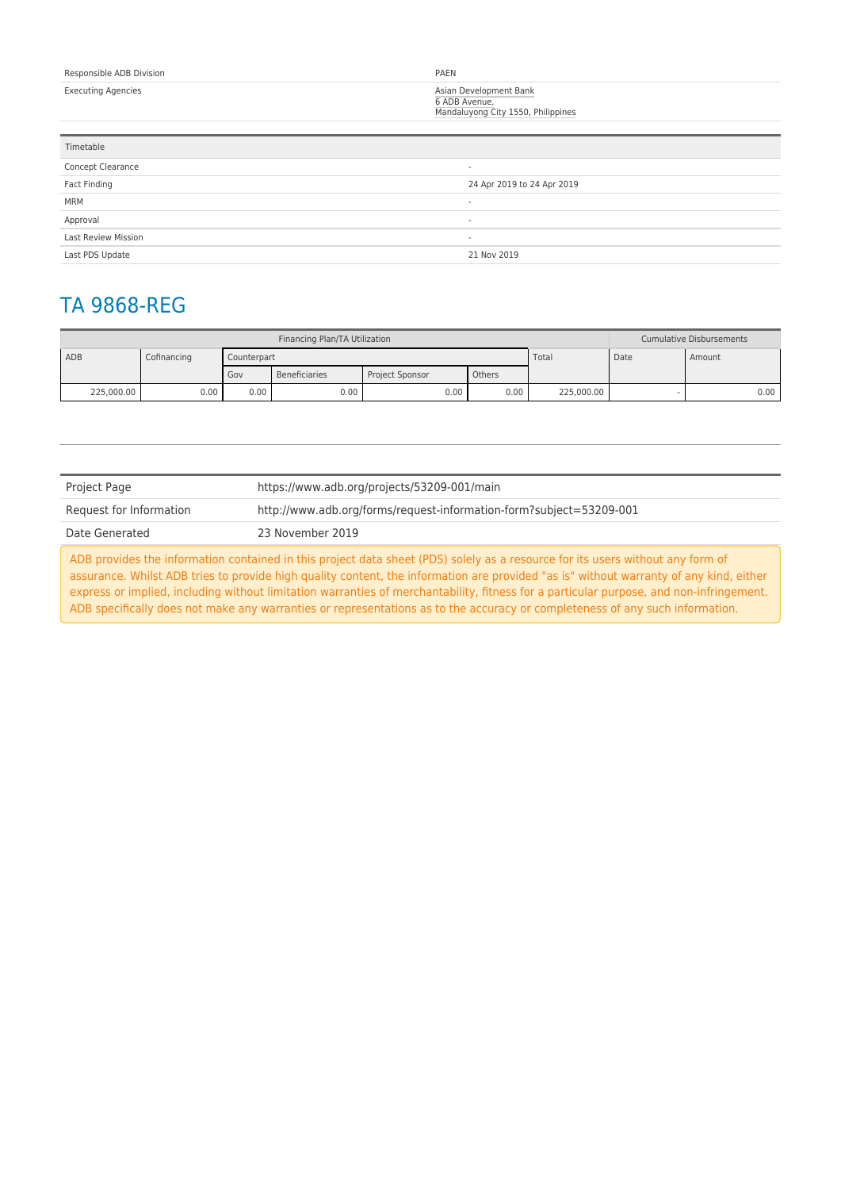| | |
|---|---|
| Responsible ADB Division | PAEN |
| Executing Agencies | Asian Development Bank<br>6 ADB Avenue,<br>Mandaluyong City 1550, Philippines |

| Timetable | |
|---|---|
| Concept Clearance | - |
| Fact Finding | 24 Apr 2019 to 24 Apr 2019 |
| MRM | - |
| Approval | - |
| Last Review Mission | - |
| Last PDS Update | 21 Nov 2019 |

## TA 9868-REG

| Financing Plan/TA Utilization | | | | | | | Cumulative Disbursements | |
|---|---|---|---|---|---|---|---|---|
| ADB | Cofinancing | Counterpart | | | | Total | Date | Amount |
| | | Gov | Beneficiaries | Project Sponsor | Others | | | |
| 225,000.00 | 0.00 | 0.00 | 0.00 | 0.00 | 0.00 | 225,000.00 | - | 0.00 |

| | |
|---|---|
| Project Page | https://www.adb.org/projects/53209-001/main |
| Request for Information | http://www.adb.org/forms/request-information-form?subject=53209-001 |
| Date Generated | 23 November 2019 |

ADB provides the information contained in this project data sheet (PDS) solely as a resource for its users without any form of assurance. Whilst ADB tries to provide high quality content, the information are provided "as is" without warranty of any kind, either express or implied, including without limitation warranties of merchantability, fitness for a particular purpose, and non-infringement. ADB specifically does not make any warranties or representations as to the accuracy or completeness of any such information.